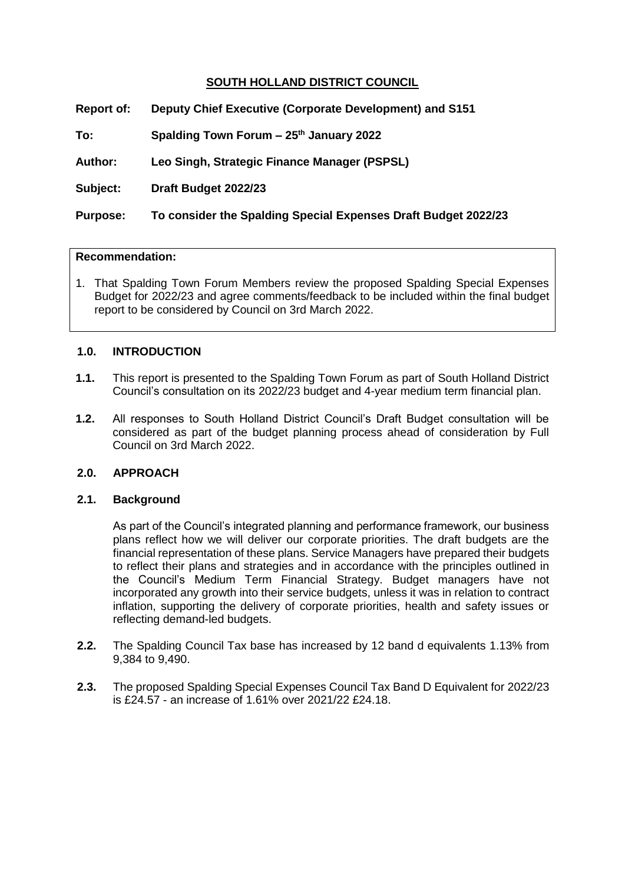# SOUTH HOLLAND DISTRICT COUNCIL

**Report of:** **Deputy Chief Executive (Corporate Development) and S151**

**To:** **Spalding Town Forum – 25th January 2022**

**Author:** **Leo Singh, Strategic Finance Manager (PSPSL)**

**Subject:** **Draft Budget 2022/23**

**Purpose:** **To consider the Spalding Special Expenses Draft Budget 2022/23**

**Recommendation:**

1. That Spalding Town Forum Members review the proposed Spalding Special Expenses Budget for 2022/23 and agree comments/feedback to be included within the final budget report to be considered by Council on 3rd March 2022.

## 1.0. INTRODUCTION

**1.1.** This report is presented to the Spalding Town Forum as part of South Holland District Council's consultation on its 2022/23 budget and 4-year medium term financial plan.

**1.2.** All responses to South Holland District Council's Draft Budget consultation will be considered as part of the budget planning process ahead of consideration by Full Council on 3rd March 2022.

## 2.0. APPROACH

### 2.1. Background

As part of the Council's integrated planning and performance framework, our business plans reflect how we will deliver our corporate priorities. The draft budgets are the financial representation of these plans. Service Managers have prepared their budgets to reflect their plans and strategies and in accordance with the principles outlined in the Council's Medium Term Financial Strategy. Budget managers have not incorporated any growth into their service budgets, unless it was in relation to contract inflation, supporting the delivery of corporate priorities, health and safety issues or reflecting demand-led budgets.

**2.2.** The Spalding Council Tax base has increased by 12 band d equivalents 1.13% from 9,384 to 9,490.

**2.3.** The proposed Spalding Special Expenses Council Tax Band D Equivalent for 2022/23 is £24.57 - an increase of 1.61% over 2021/22 £24.18.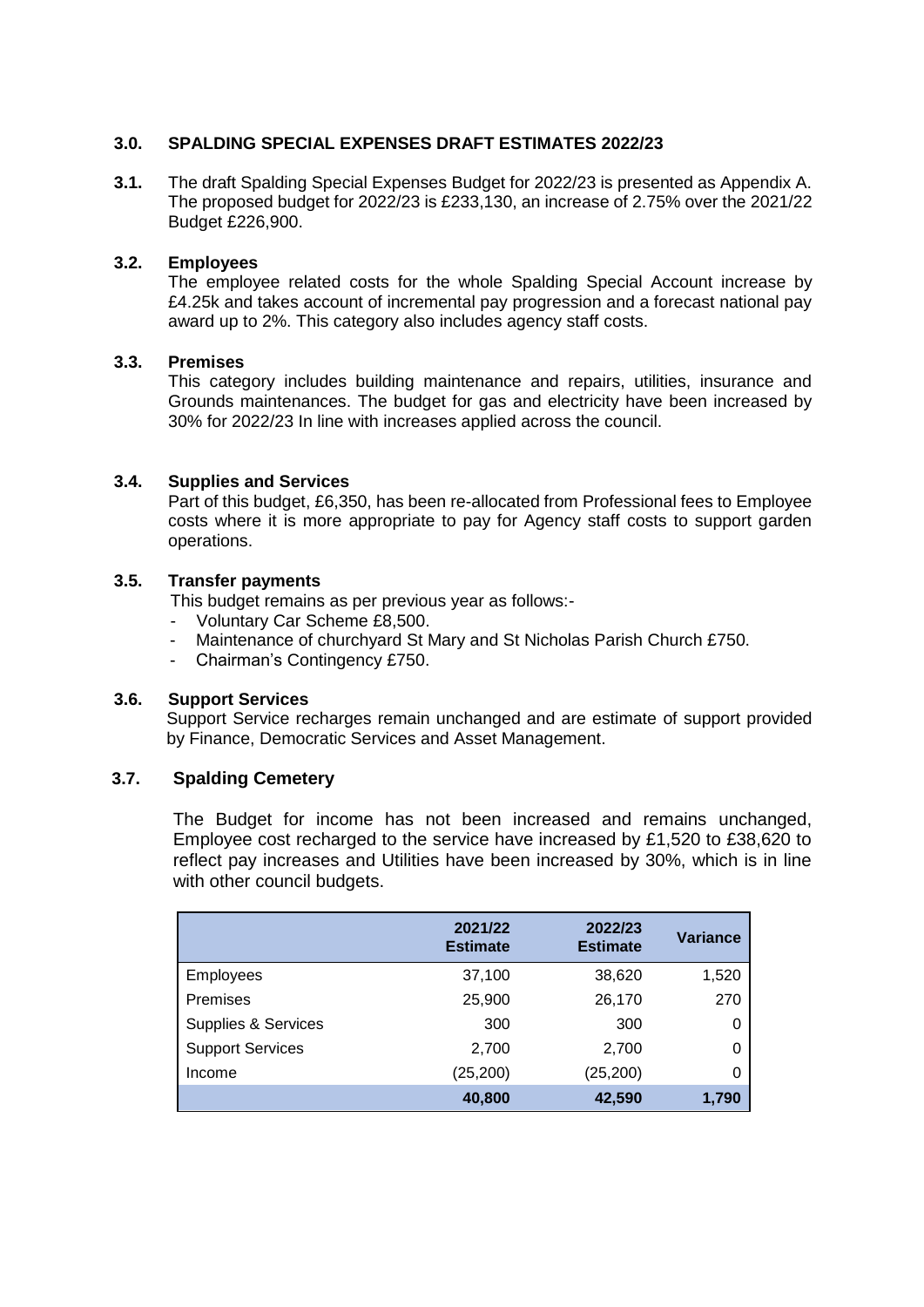## 3.0. SPALDING SPECIAL EXPENSES DRAFT ESTIMATES 2022/23

**3.1.** The draft Spalding Special Expenses Budget for 2022/23 is presented as Appendix A. The proposed budget for 2022/23 is £233,130, an increase of 2.75% over the 2021/22 Budget £226,900.

**3.2. Employees**

The employee related costs for the whole Spalding Special Account increase by £4.25k and takes account of incremental pay progression and a forecast national pay award up to 2%. This category also includes agency staff costs.

**3.3. Premises**

This category includes building maintenance and repairs, utilities, insurance and Grounds maintenances. The budget for gas and electricity have been increased by 30% for 2022/23 In line with increases applied across the council.

**3.4. Supplies and Services**

Part of this budget, £6,350, has been re-allocated from Professional fees to Employee costs where it is more appropriate to pay for Agency staff costs to support garden operations.

**3.5. Transfer payments**

This budget remains as per previous year as follows:-

- Voluntary Car Scheme £8,500.
- Maintenance of churchyard St Mary and St Nicholas Parish Church £750.
- Chairman's Contingency £750.

**3.6. Support Services**

Support Service recharges remain unchanged and are estimate of support provided by Finance, Democratic Services and Asset Management.

**3.7. Spalding Cemetery**

The Budget for income has not been increased and remains unchanged, Employee cost recharged to the service have increased by £1,520 to £38,620 to reflect pay increases and Utilities have been increased by 30%, which is in line with other council budgets.

| | 2021/22 Estimate | 2022/23 Estimate | Variance |
|---|---|---|---|
| Employees | 37,100 | 38,620 | 1,520 |
| Premises | 25,900 | 26,170 | 270 |
| Supplies & Services | 300 | 300 | 0 |
| Support Services | 2,700 | 2,700 | 0 |
| Income | (25,200) | (25,200) | 0 |
| | **40,800** | **42,590** | **1,790** |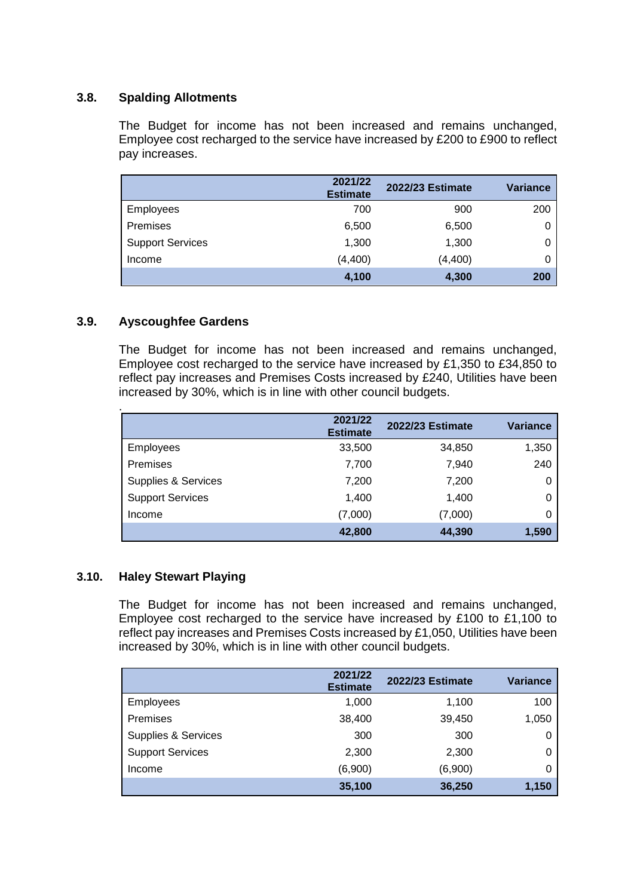### 3.8. Spalding Allotments

The Budget for income has not been increased and remains unchanged, Employee cost recharged to the service have increased by £200 to £900 to reflect pay increases.

| | 2021/22 Estimate | 2022/23 Estimate | Variance |
|---|---|---|---|
| Employees | 700 | 900 | 200 |
| Premises | 6,500 | 6,500 | 0 |
| Support Services | 1,300 | 1,300 | 0 |
| Income | (4,400) | (4,400) | 0 |
| | **4,100** | **4,300** | **200** |

### 3.9. Ayscoughfee Gardens

The Budget for income has not been increased and remains unchanged, Employee cost recharged to the service have increased by £1,350 to £34,850 to reflect pay increases and Premises Costs increased by £240, Utilities have been increased by 30%, which is in line with other council budgets.

.

| | 2021/22 Estimate | 2022/23 Estimate | Variance |
|---|---|---|---|
| Employees | 33,500 | 34,850 | 1,350 |
| Premises | 7,700 | 7,940 | 240 |
| Supplies & Services | 7,200 | 7,200 | 0 |
| Support Services | 1,400 | 1,400 | 0 |
| Income | (7,000) | (7,000) | 0 |
| | **42,800** | **44,390** | **1,590** |

### 3.10. Haley Stewart Playing

The Budget for income has not been increased and remains unchanged, Employee cost recharged to the service have increased by £100 to £1,100 to reflect pay increases and Premises Costs increased by £1,050, Utilities have been increased by 30%, which is in line with other council budgets.

| | 2021/22 Estimate | 2022/23 Estimate | Variance |
|---|---|---|---|
| Employees | 1,000 | 1,100 | 100 |
| Premises | 38,400 | 39,450 | 1,050 |
| Supplies & Services | 300 | 300 | 0 |
| Support Services | 2,300 | 2,300 | 0 |
| Income | (6,900) | (6,900) | 0 |
| | **35,100** | **36,250** | **1,150** |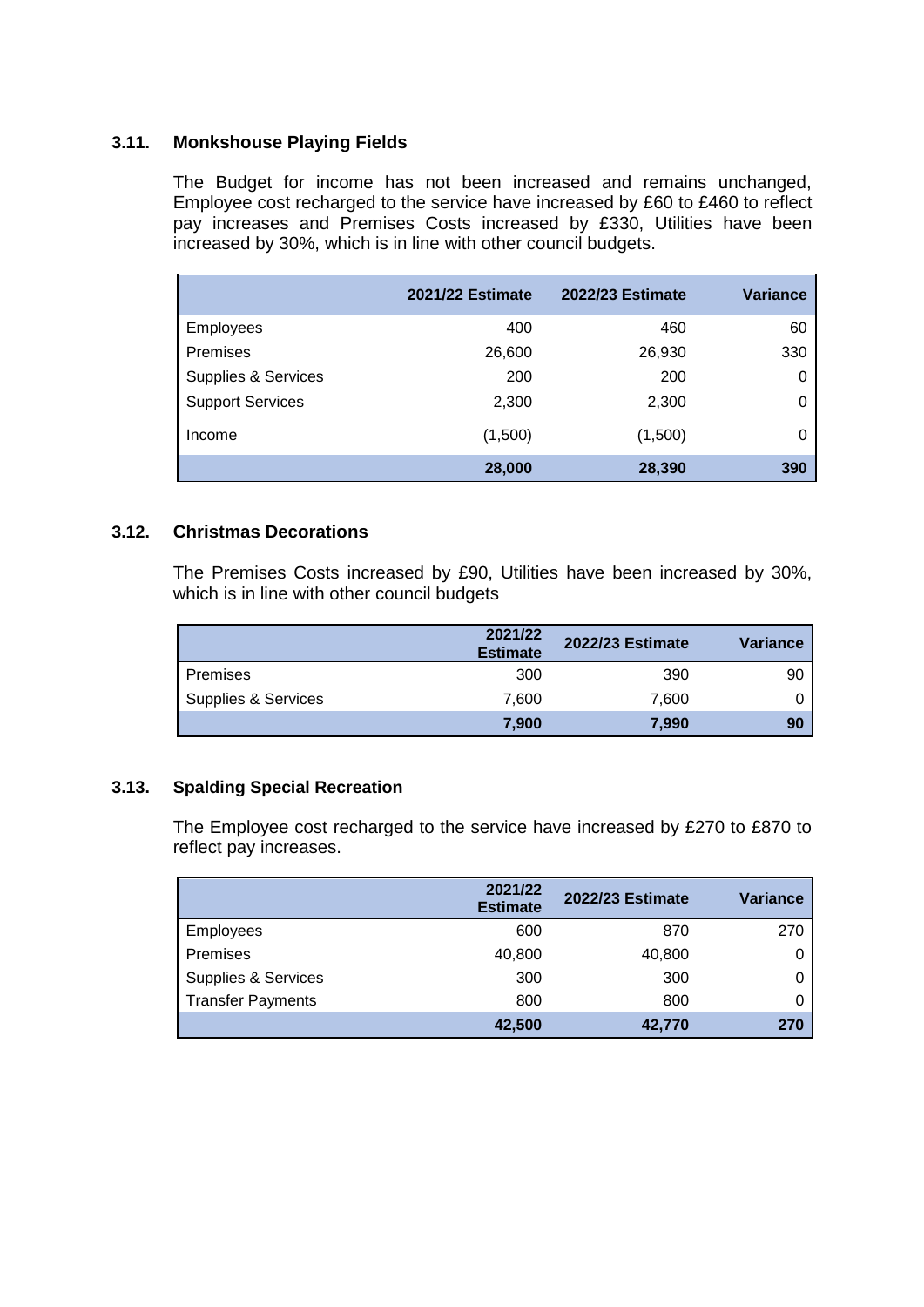### 3.11. Monkshouse Playing Fields

The Budget for income has not been increased and remains unchanged, Employee cost recharged to the service have increased by £60 to £460 to reflect pay increases and Premises Costs increased by £330, Utilities have been increased by 30%, which is in line with other council budgets.

| | 2021/22 Estimate | 2022/23 Estimate | Variance |
|---|---|---|---|
| Employees | 400 | 460 | 60 |
| Premises | 26,600 | 26,930 | 330 |
| Supplies & Services | 200 | 200 | 0 |
| Support Services | 2,300 | 2,300 | 0 |
| Income | (1,500) | (1,500) | 0 |
| | **28,000** | **28,390** | **390** |

### 3.12. Christmas Decorations

The Premises Costs increased by £90, Utilities have been increased by 30%, which is in line with other council budgets

| | 2021/22 Estimate | 2022/23 Estimate | Variance |
|---|---|---|---|
| Premises | 300 | 390 | 90 |
| Supplies & Services | 7,600 | 7,600 | 0 |
| | **7,900** | **7,990** | **90** |

### 3.13. Spalding Special Recreation

The Employee cost recharged to the service have increased by £270 to £870 to reflect pay increases.

| | 2021/22 Estimate | 2022/23 Estimate | Variance |
|---|---|---|---|
| Employees | 600 | 870 | 270 |
| Premises | 40,800 | 40,800 | 0 |
| Supplies & Services | 300 | 300 | 0 |
| Transfer Payments | 800 | 800 | 0 |
| | **42,500** | **42,770** | **270** |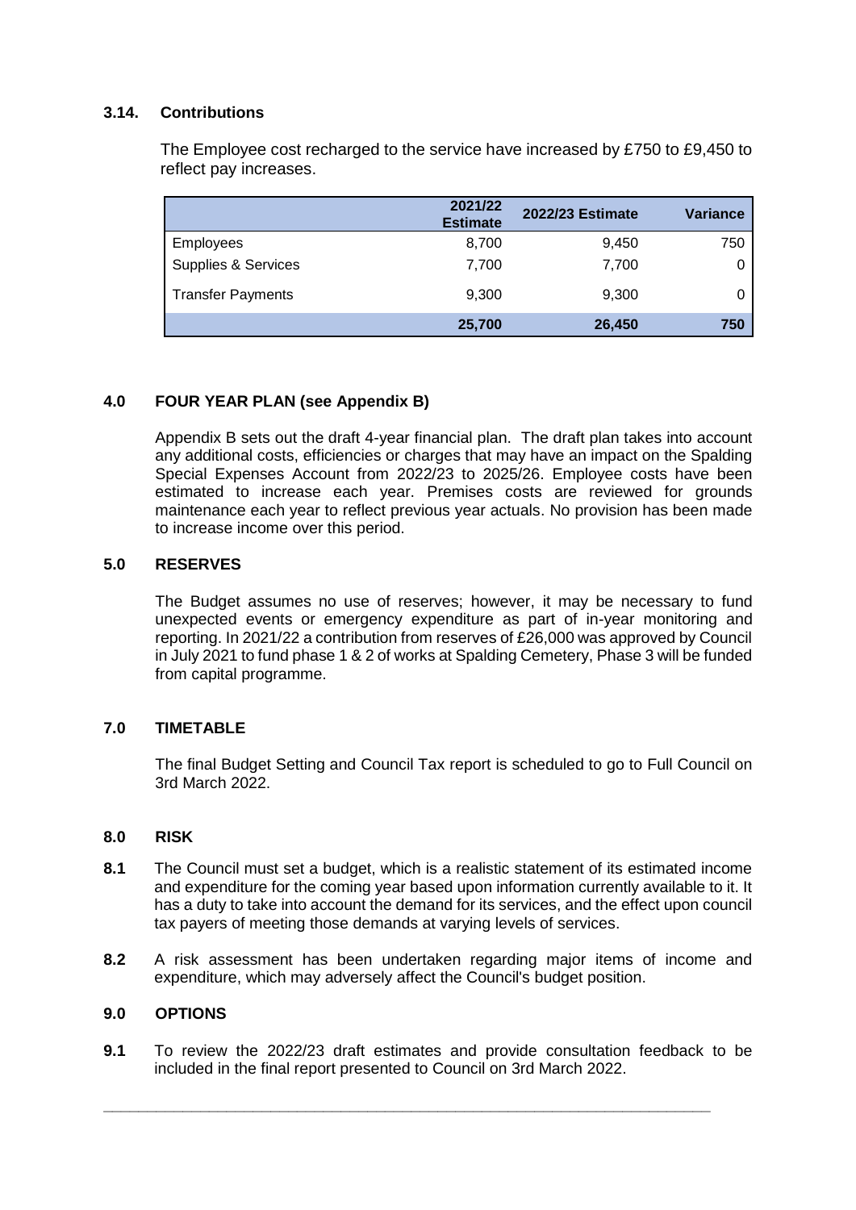### 3.14. Contributions

The Employee cost recharged to the service have increased by £750 to £9,450 to reflect pay increases.

| | 2021/22 Estimate | 2022/23 Estimate | Variance |
|---|---|---|---|
| Employees | 8,700 | 9,450 | 750 |
| Supplies & Services | 7,700 | 7,700 | 0 |
| Transfer Payments | 9,300 | 9,300 | 0 |
| | **25,700** | **26,450** | **750** |

## 4.0 FOUR YEAR PLAN (see Appendix B)

Appendix B sets out the draft 4-year financial plan. The draft plan takes into account any additional costs, efficiencies or charges that may have an impact on the Spalding Special Expenses Account from 2022/23 to 2025/26. Employee costs have been estimated to increase each year. Premises costs are reviewed for grounds maintenance each year to reflect previous year actuals. No provision has been made to increase income over this period.

## 5.0 RESERVES

The Budget assumes no use of reserves; however, it may be necessary to fund unexpected events or emergency expenditure as part of in-year monitoring and reporting. In 2021/22 a contribution from reserves of £26,000 was approved by Council in July 2021 to fund phase 1 & 2 of works at Spalding Cemetery, Phase 3 will be funded from capital programme.

## 7.0 TIMETABLE

The final Budget Setting and Council Tax report is scheduled to go to Full Council on 3rd March 2022.

## 8.0 RISK

**8.1** The Council must set a budget, which is a realistic statement of its estimated income and expenditure for the coming year based upon information currently available to it. It has a duty to take into account the demand for its services, and the effect upon council tax payers of meeting those demands at varying levels of services.

**8.2** A risk assessment has been undertaken regarding major items of income and expenditure, which may adversely affect the Council's budget position.

## 9.0 OPTIONS

**9.1** To review the 2022/23 draft estimates and provide consultation feedback to be included in the final report presented to Council on 3rd March 2022.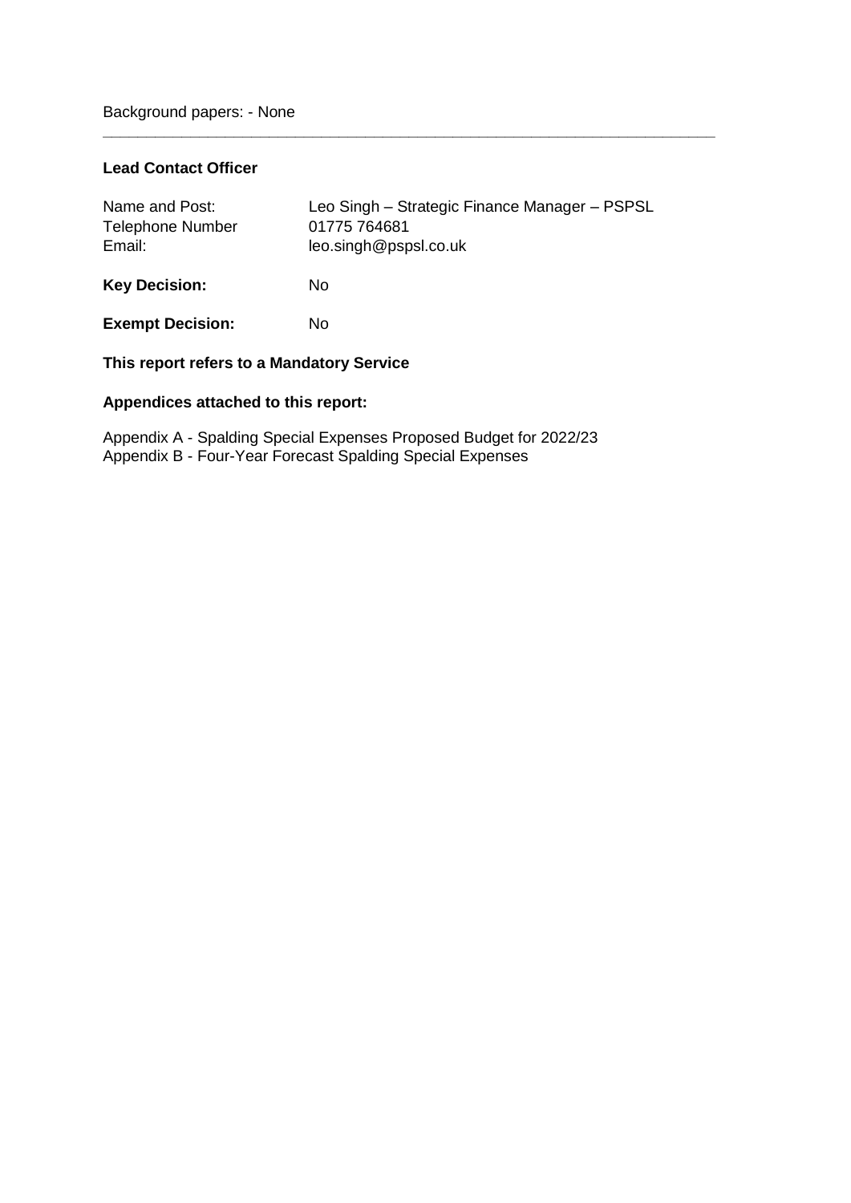Background papers: - None

---

**Lead Contact Officer**

| | |
|---|---|
| Name and Post: | Leo Singh – Strategic Finance Manager – PSPSL |
| Telephone Number | 01775 764681 |
| Email: | leo.singh@pspsl.co.uk |
| **Key Decision:** | No |
| **Exempt Decision:** | No |

**This report refers to a Mandatory Service**

**Appendices attached to this report:**

Appendix A - Spalding Special Expenses Proposed Budget for 2022/23
Appendix B - Four-Year Forecast Spalding Special Expenses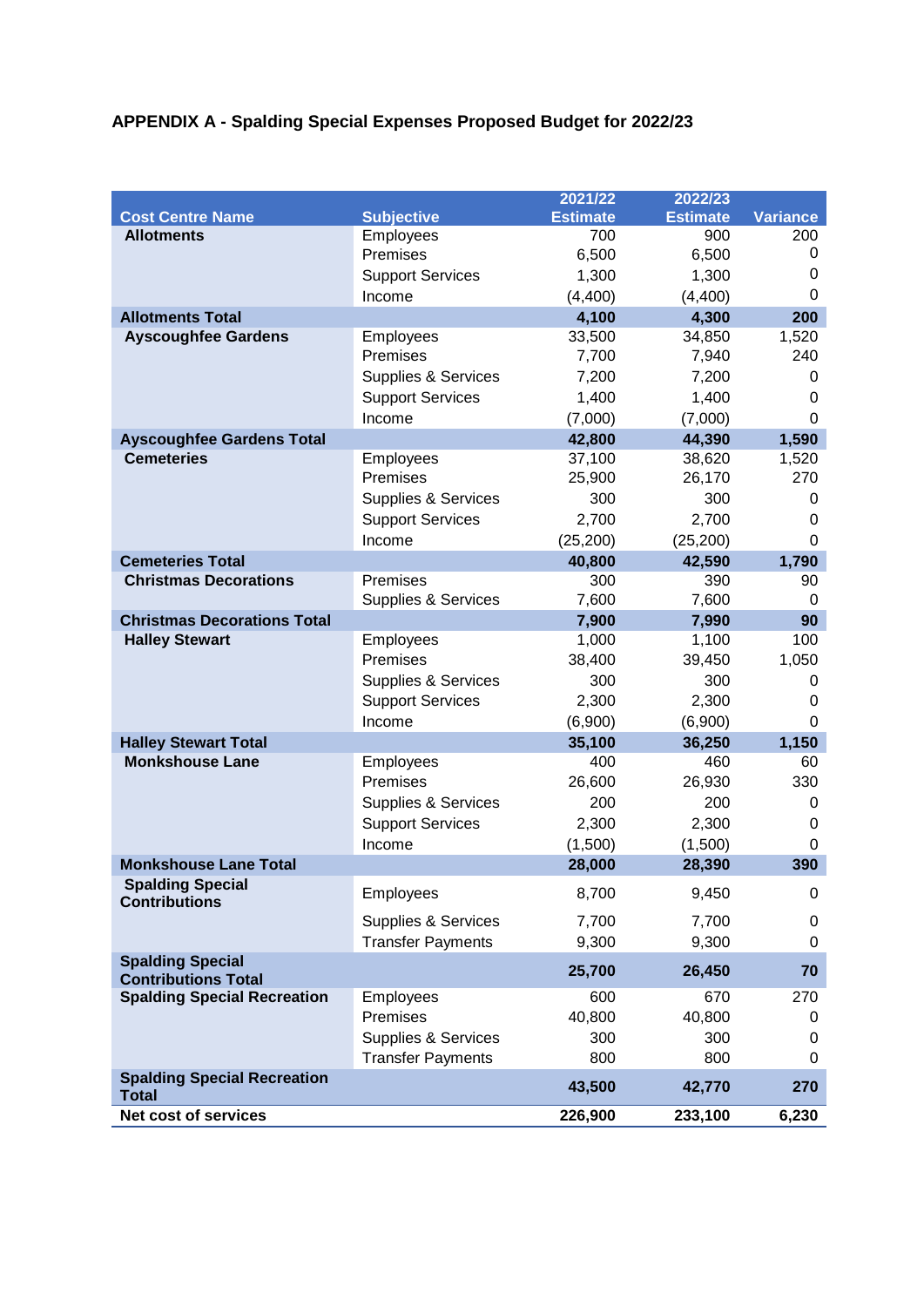**APPENDIX A - Spalding Special Expenses Proposed Budget for 2022/23**

| Cost Centre Name | Subjective | 2021/22 Estimate | 2022/23 Estimate | Variance |
|---|---|---|---|---|
| **Allotments** | Employees | 700 | 900 | 200 |
| | Premises | 6,500 | 6,500 | 0 |
| | Support Services | 1,300 | 1,300 | 0 |
| | Income | (4,400) | (4,400) | 0 |
| **Allotments Total** | | **4,100** | **4,300** | **200** |
| **Ayscoughfee Gardens** | Employees | 33,500 | 34,850 | 1,520 |
| | Premises | 7,700 | 7,940 | 240 |
| | Supplies & Services | 7,200 | 7,200 | 0 |
| | Support Services | 1,400 | 1,400 | 0 |
| | Income | (7,000) | (7,000) | 0 |
| **Ayscoughfee Gardens Total** | | **42,800** | **44,390** | **1,590** |
| **Cemeteries** | Employees | 37,100 | 38,620 | 1,520 |
| | Premises | 25,900 | 26,170 | 270 |
| | Supplies & Services | 300 | 300 | 0 |
| | Support Services | 2,700 | 2,700 | 0 |
| | Income | (25,200) | (25,200) | 0 |
| **Cemeteries Total** | | **40,800** | **42,590** | **1,790** |
| **Christmas Decorations** | Premises | 300 | 390 | 90 |
| | Supplies & Services | 7,600 | 7,600 | 0 |
| **Christmas Decorations Total** | | **7,900** | **7,990** | **90** |
| **Halley Stewart** | Employees | 1,000 | 1,100 | 100 |
| | Premises | 38,400 | 39,450 | 1,050 |
| | Supplies & Services | 300 | 300 | 0 |
| | Support Services | 2,300 | 2,300 | 0 |
| | Income | (6,900) | (6,900) | 0 |
| **Halley Stewart Total** | | **35,100** | **36,250** | **1,150** |
| **Monkshouse Lane** | Employees | 400 | 460 | 60 |
| | Premises | 26,600 | 26,930 | 330 |
| | Supplies & Services | 200 | 200 | 0 |
| | Support Services | 2,300 | 2,300 | 0 |
| | Income | (1,500) | (1,500) | 0 |
| **Monkshouse Lane Total** | | **28,000** | **28,390** | **390** |
| **Spalding Special Contributions** | Employees | 8,700 | 9,450 | 0 |
| | Supplies & Services | 7,700 | 7,700 | 0 |
| | Transfer Payments | 9,300 | 9,300 | 0 |
| **Spalding Special Contributions Total** | | **25,700** | **26,450** | **70** |
| **Spalding Special Recreation** | Employees | 600 | 670 | 270 |
| | Premises | 40,800 | 40,800 | 0 |
| | Supplies & Services | 300 | 300 | 0 |
| | Transfer Payments | 800 | 800 | 0 |
| **Spalding Special Recreation Total** | | **43,500** | **42,770** | **270** |
| **Net cost of services** | | **226,900** | **233,100** | **6,230** |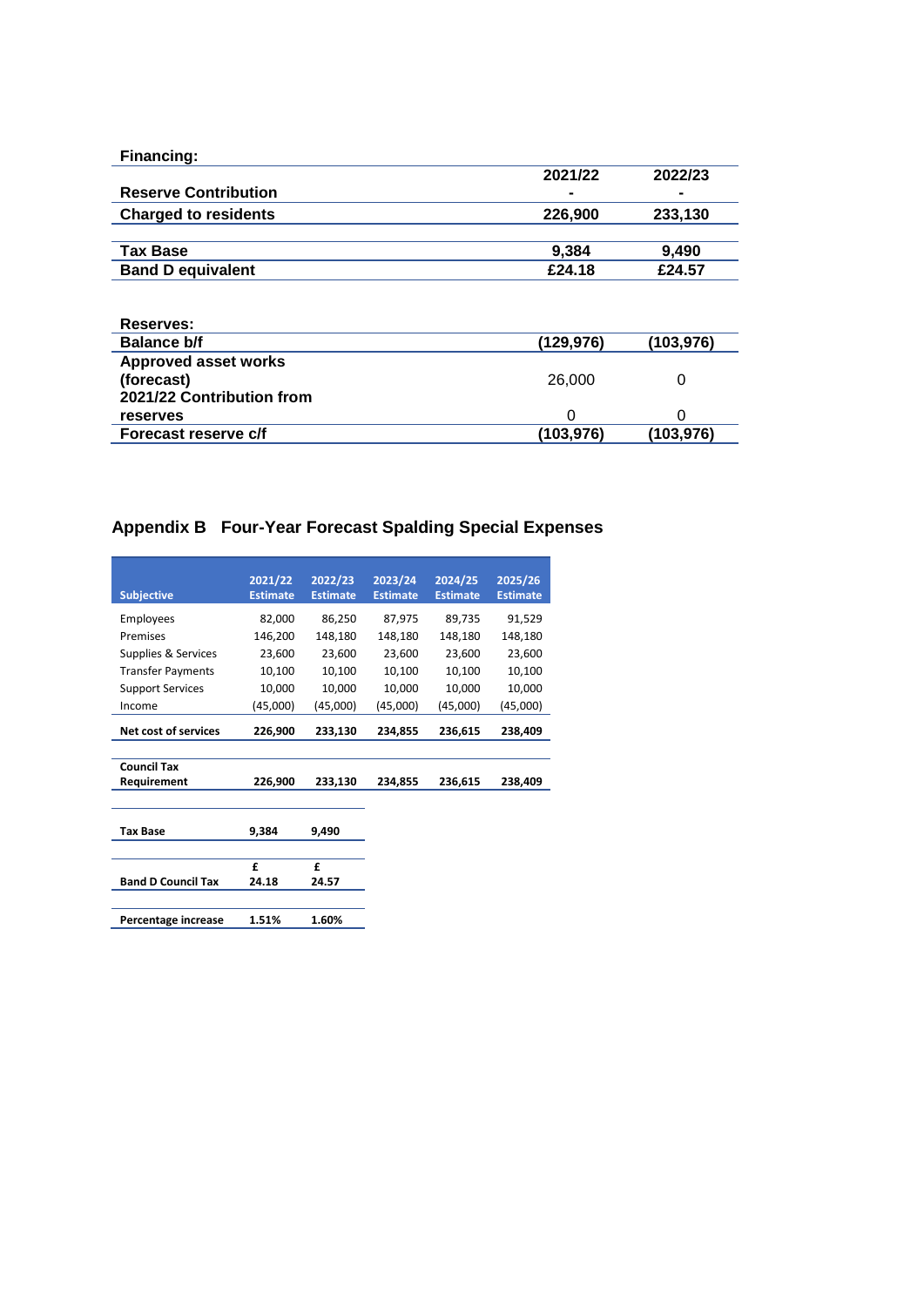**Financing:**

| | 2021/22 | 2022/23 |
|---|---|---|
| **Reserve Contribution** | - | - |
| **Charged to residents** | **226,900** | **233,130** |
| **Tax Base** | **9,384** | **9,490** |
| **Band D equivalent** | **£24.18** | **£24.57** |

**Reserves:**

| | | |
|---|---|---|
| **Balance b/f** | **(129,976)** | **(103,976)** |
| **Approved asset works (forecast)** | 26,000 | 0 |
| **2021/22 Contribution from reserves** | 0 | 0 |
| **Forecast reserve c/f** | **(103,976)** | **(103,976)** |

## Appendix B Four-Year Forecast Spalding Special Expenses

| Subjective | 2021/22 Estimate | 2022/23 Estimate | 2023/24 Estimate | 2024/25 Estimate | 2025/26 Estimate |
|---|---|---|---|---|---|
| Employees | 82,000 | 86,250 | 87,975 | 89,735 | 91,529 |
| Premises | 146,200 | 148,180 | 148,180 | 148,180 | 148,180 |
| Supplies & Services | 23,600 | 23,600 | 23,600 | 23,600 | 23,600 |
| Transfer Payments | 10,100 | 10,100 | 10,100 | 10,100 | 10,100 |
| Support Services | 10,000 | 10,000 | 10,000 | 10,000 | 10,000 |
| Income | (45,000) | (45,000) | (45,000) | (45,000) | (45,000) |
| **Net cost of services** | **226,900** | **233,130** | **234,855** | **236,615** | **238,409** |
| **Council Tax Requirement** | **226,900** | **233,130** | **234,855** | **236,615** | **238,409** |
| **Tax Base** | **9,384** | **9,490** | | | |
| | **£** | **£** | | | |
| **Band D Council Tax** | **24.18** | **24.57** | | | |
| **Percentage increase** | **1.51%** | **1.60%** | | | |